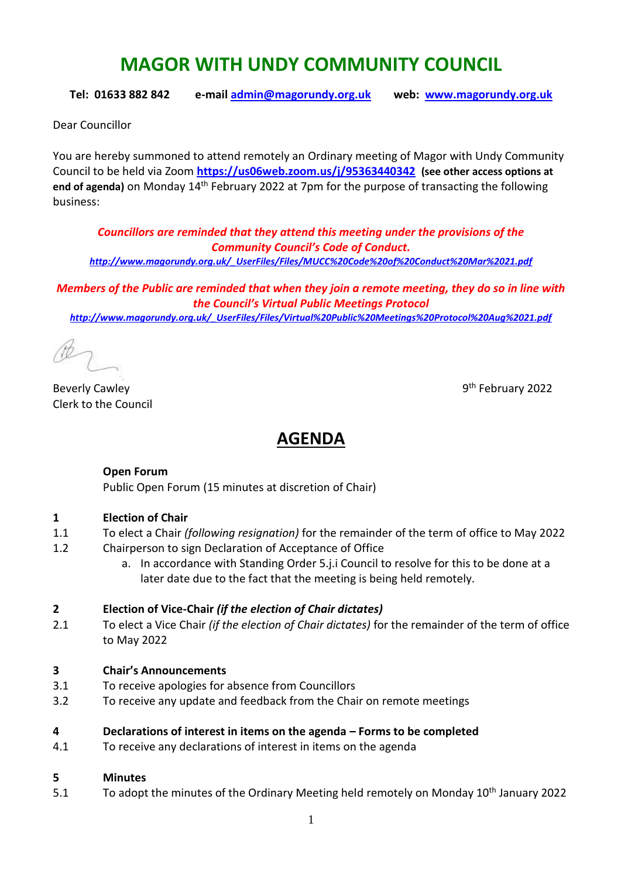# MAGOR WITH UNDY COMMUNITY COUNCIL

**Tel: 01633 882 842 e-mail admin@magorundy.org.uk web: www.magorundy.org.uk**

Dear Councillor

You are hereby summoned to attend remotely an Ordinary meeting of Magor with Undy Community Council to be held via Zoom **https://us06web.zoom.us/j/95363440342** **(see other access options at end of agenda)** on Monday 14th February 2022 at 7pm for the purpose of transacting the following business:

***Councillors are reminded that they attend this meeting under the provisions of the Community Council's Code of Conduct.***
***http://www.magorundy.org.uk/_UserFiles/Files/MUCC%20Code%20of%20Conduct%20Mar%2021.pdf***

***Members of the Public are reminded that when they join a remote meeting, they do so in line with the Council's Virtual Public Meetings Protocol***
***http://www.magorundy.org.uk/_UserFiles/Files/Virtual%20Public%20Meetings%20Protocol%20Aug%2021.pdf***

Beverly Cawley
Clerk to the Council

9th February 2022

## AGENDA

**Open Forum**
Public Open Forum (15 minutes at discretion of Chair)

**1 Election of Chair**

1.1 To elect a Chair *(following resignation)* for the remainder of the term of office to May 2022

1.2 Chairperson to sign Declaration of Acceptance of Office

   a. In accordance with Standing Order 5.j.i Council to resolve for this to be done at a later date due to the fact that the meeting is being held remotely.

**2 Election of Vice-Chair *(if the election of Chair dictates)***

2.1 To elect a Vice Chair *(if the election of Chair dictates)* for the remainder of the term of office to May 2022

**3 Chair's Announcements**

3.1 To receive apologies for absence from Councillors

3.2 To receive any update and feedback from the Chair on remote meetings

**4 Declarations of interest in items on the agenda – Forms to be completed**

4.1 To receive any declarations of interest in items on the agenda

**5 Minutes**

5.1 To adopt the minutes of the Ordinary Meeting held remotely on Monday 10th January 2022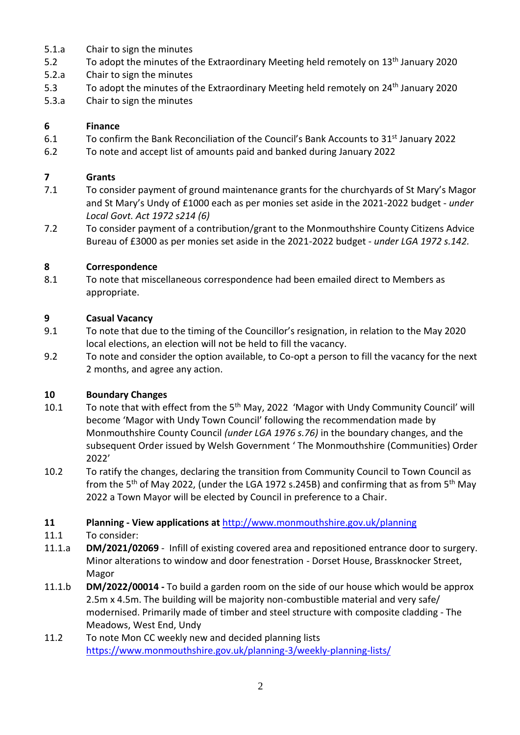5.1.a Chair to sign the minutes

5.2 To adopt the minutes of the Extraordinary Meeting held remotely on 13th January 2020

5.2.a Chair to sign the minutes

5.3 To adopt the minutes of the Extraordinary Meeting held remotely on 24th January 2020

5.3.a Chair to sign the minutes

**6 Finance**

6.1 To confirm the Bank Reconciliation of the Council's Bank Accounts to 31st January 2022

6.2 To note and accept list of amounts paid and banked during January 2022

**7 Grants**

7.1 To consider payment of ground maintenance grants for the churchyards of St Mary's Magor and St Mary's Undy of £1000 each as per monies set aside in the 2021-2022 budget - *under Local Govt. Act 1972 s214 (6)*

7.2 To consider payment of a contribution/grant to the Monmouthshire County Citizens Advice Bureau of £3000 as per monies set aside in the 2021-2022 budget - *under LGA 1972 s.142.*

**8 Correspondence**

8.1 To note that miscellaneous correspondence had been emailed direct to Members as appropriate.

**9 Casual Vacancy**

9.1 To note that due to the timing of the Councillor's resignation, in relation to the May 2020 local elections, an election will not be held to fill the vacancy.

9.2 To note and consider the option available, to Co-opt a person to fill the vacancy for the next 2 months, and agree any action.

**10 Boundary Changes**

10.1 To note that with effect from the 5th May, 2022 'Magor with Undy Community Council' will become 'Magor with Undy Town Council' following the recommendation made by Monmouthshire County Council *(under LGA 1976 s.76)* in the boundary changes, and the subsequent Order issued by Welsh Government ' The Monmouthshire (Communities) Order 2022'

10.2 To ratify the changes, declaring the transition from Community Council to Town Council as from the 5th of May 2022, (under the LGA 1972 s.245B) and confirming that as from 5th May 2022 a Town Mayor will be elected by Council in preference to a Chair.

**11 Planning - View applications at** http://www.monmouthshire.gov.uk/planning

11.1 To consider:

11.1.a **DM/2021/02069** - Infill of existing covered area and repositioned entrance door to surgery. Minor alterations to window and door fenestration - Dorset House, Brassknocker Street, Magor

11.1.b **DM/2022/00014 -** To build a garden room on the side of our house which would be approx 2.5m x 4.5m. The building will be majority non-combustible material and very safe/ modernised. Primarily made of timber and steel structure with composite cladding - The Meadows, West End, Undy

11.2 To note Mon CC weekly new and decided planning lists https://www.monmouthshire.gov.uk/planning-3/weekly-planning-lists/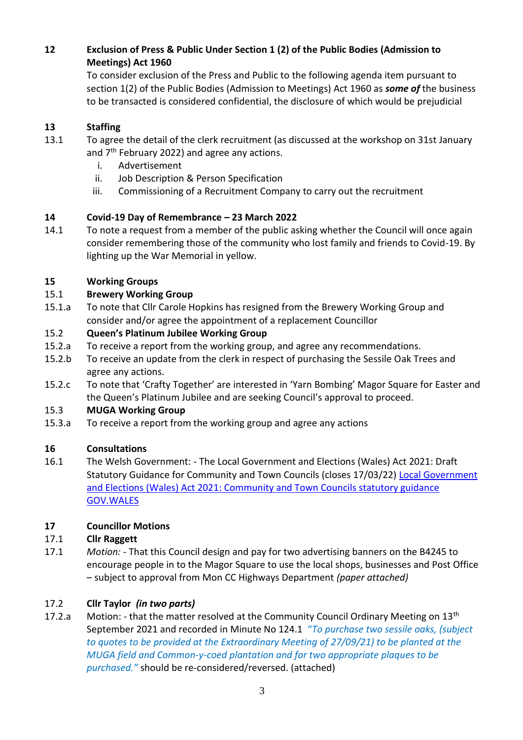**12 Exclusion of Press & Public Under Section 1 (2) of the Public Bodies (Admission to Meetings) Act 1960**

To consider exclusion of the Press and Public to the following agenda item pursuant to section 1(2) of the Public Bodies (Admission to Meetings) Act 1960 as ***some of*** the business to be transacted is considered confidential, the disclosure of which would be prejudicial

**13 Staffing**

13.1 To agree the detail of the clerk recruitment (as discussed at the workshop on 31st January and 7th February 2022) and agree any actions.

- i. Advertisement
- ii. Job Description & Person Specification
- iii. Commissioning of a Recruitment Company to carry out the recruitment

**14 Covid-19 Day of Remembrance – 23 March 2022**

14.1 To note a request from a member of the public asking whether the Council will once again consider remembering those of the community who lost family and friends to Covid-19. By lighting up the War Memorial in yellow.

**15 Working Groups**

**15.1 Brewery Working Group**

15.1.a To note that Cllr Carole Hopkins has resigned from the Brewery Working Group and consider and/or agree the appointment of a replacement Councillor

**15.2 Queen's Platinum Jubilee Working Group**

15.2.a To receive a report from the working group, and agree any recommendations.

15.2.b To receive an update from the clerk in respect of purchasing the Sessile Oak Trees and agree any actions.

15.2.c To note that 'Crafty Together' are interested in 'Yarn Bombing' Magor Square for Easter and the Queen's Platinum Jubilee and are seeking Council's approval to proceed.

**15.3 MUGA Working Group**

15.3.a To receive a report from the working group and agree any actions

**16 Consultations**

16.1 The Welsh Government: - The Local Government and Elections (Wales) Act 2021: Draft Statutory Guidance for Community and Town Councils (closes 17/03/22) Local Government and Elections (Wales) Act 2021: Community and Town Councils statutory guidance GOV.WALES

**17 Councillor Motions**

**17.1 Cllr Raggett**

17.1 *Motion:* - That this Council design and pay for two advertising banners on the B4245 to encourage people in to the Magor Square to use the local shops, businesses and Post Office – subject to approval from Mon CC Highways Department *(paper attached)*

**17.2 Cllr Taylor *(in two parts)***

17.2.a Motion: - that the matter resolved at the Community Council Ordinary Meeting on 13th September 2021 and recorded in Minute No 124.1 *"To purchase two sessile oaks, (subject to quotes to be provided at the Extraordinary Meeting of 27/09/21) to be planted at the MUGA field and Common-y-coed plantation and for two appropriate plaques to be purchased."* should be re-considered/reversed. (attached)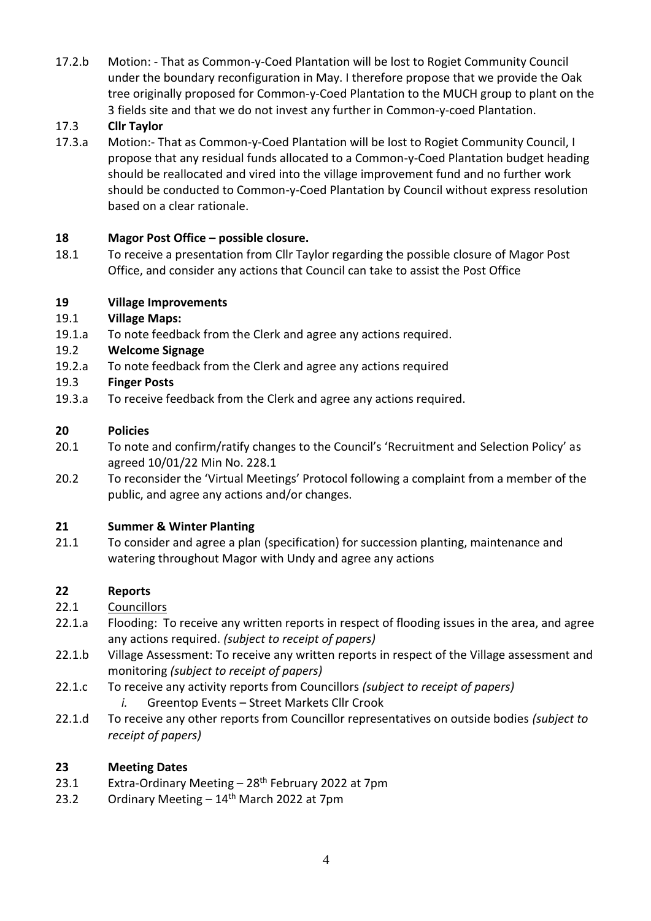17.2.b Motion: - That as Common-y-Coed Plantation will be lost to Rogiet Community Council under the boundary reconfiguration in May. I therefore propose that we provide the Oak tree originally proposed for Common-y-Coed Plantation to the MUCH group to plant on the 3 fields site and that we do not invest any further in Common-y-coed Plantation.

17.3 **Cllr Taylor**

17.3.a Motion:- That as Common-y-Coed Plantation will be lost to Rogiet Community Council, I propose that any residual funds allocated to a Common-y-Coed Plantation budget heading should be reallocated and vired into the village improvement fund and no further work should be conducted to Common-y-Coed Plantation by Council without express resolution based on a clear rationale.

**18 Magor Post Office – possible closure.**

18.1 To receive a presentation from Cllr Taylor regarding the possible closure of Magor Post Office, and consider any actions that Council can take to assist the Post Office

**19 Village Improvements**

19.1 **Village Maps:**

19.1.a To note feedback from the Clerk and agree any actions required.

19.2 **Welcome Signage**

19.2.a To note feedback from the Clerk and agree any actions required

19.3 **Finger Posts**

19.3.a To receive feedback from the Clerk and agree any actions required.

**20 Policies**

20.1 To note and confirm/ratify changes to the Council's 'Recruitment and Selection Policy' as agreed 10/01/22 Min No. 228.1

20.2 To reconsider the 'Virtual Meetings' Protocol following a complaint from a member of the public, and agree any actions and/or changes.

**21 Summer & Winter Planting**

21.1 To consider and agree a plan (specification) for succession planting, maintenance and watering throughout Magor with Undy and agree any actions

**22 Reports**

22.1 <u>Councillors</u>

22.1.a Flooding: To receive any written reports in respect of flooding issues in the area, and agree any actions required. *(subject to receipt of papers)*

22.1.b Village Assessment: To receive any written reports in respect of the Village assessment and monitoring *(subject to receipt of papers)*

22.1.c To receive any activity reports from Councillors *(subject to receipt of papers)*

*i.* Greentop Events – Street Markets Cllr Crook

22.1.d To receive any other reports from Councillor representatives on outside bodies *(subject to receipt of papers)*

**23 Meeting Dates**

23.1 Extra-Ordinary Meeting – 28th February 2022 at 7pm

23.2 Ordinary Meeting – 14th March 2022 at 7pm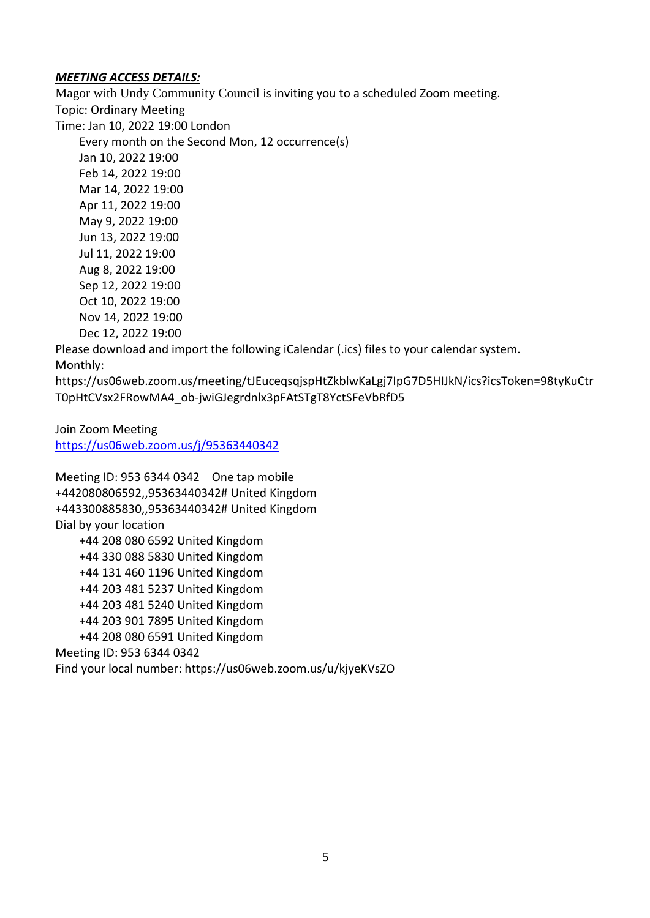***MEETING ACCESS DETAILS:***

Magor with Undy Community Council is inviting you to a scheduled Zoom meeting.

Topic: Ordinary Meeting

Time: Jan 10, 2022 19:00 London

Every month on the Second Mon, 12 occurrence(s)

Jan 10, 2022 19:00
Feb 14, 2022 19:00
Mar 14, 2022 19:00
Apr 11, 2022 19:00
May 9, 2022 19:00
Jun 13, 2022 19:00
Jul 11, 2022 19:00
Aug 8, 2022 19:00
Sep 12, 2022 19:00
Oct 10, 2022 19:00
Nov 14, 2022 19:00
Dec 12, 2022 19:00

Please download and import the following iCalendar (.ics) files to your calendar system.

Monthly:
https://us06web.zoom.us/meeting/tJEuceqsqjspHtZkblwKaLgj7IpG7D5HIJkN/ics?icsToken=98tyKuCtrT0pHtCVsx2FRowMA4_ob-jwiGJegrdnlx3pFAtSTgT8YctSFeVbRfD5

Join Zoom Meeting
https://us06web.zoom.us/j/95363440342

Meeting ID: 953 6344 0342 One tap mobile
+442080806592,,95363440342# United Kingdom
+443300885830,,95363440342# United Kingdom

Dial by your location

+44 208 080 6592 United Kingdom
+44 330 088 5830 United Kingdom
+44 131 460 1196 United Kingdom
+44 203 481 5237 United Kingdom
+44 203 481 5240 United Kingdom
+44 203 901 7895 United Kingdom
+44 208 080 6591 United Kingdom

Meeting ID: 953 6344 0342

Find your local number: https://us06web.zoom.us/u/kjyeKVsZO